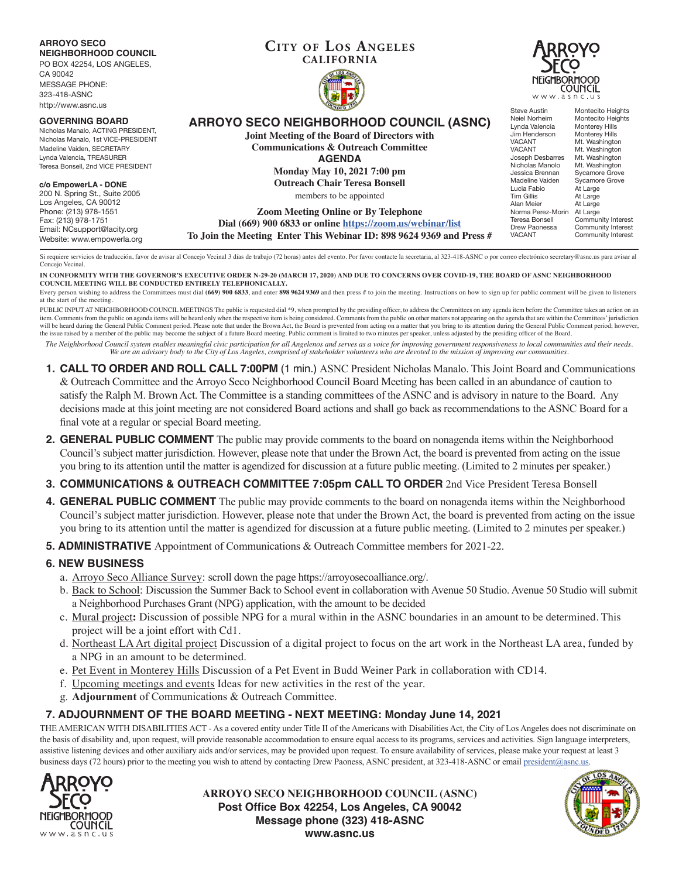**ARROYO SECO NEIGHBORHOOD COUNCIL**
PO BOX 42254, LOS ANGELES, CA 90042
MESSAGE PHONE: 323-418-ASNC
http://www.asnc.us

**GOVERNING BOARD**
Nicholas Manalo, ACTING PRESIDENT,
Nicholas Manalo, 1st VICE-PRESIDENT
Madeline Vaiden, SECRETARY
Lynda Valencia, TREASURER
Teresa Bonsell, 2nd VICE PRESIDENT

**c/o EmpowerLA - DONE**
200 N. Spring St., Suite 2005
Los Angeles, CA 90012
Phone: (213) 978-1551
Fax: (213) 978-1751
Email: NCsupport@lacity.org
Website: www.empowerla.org

**CITY OF LOS ANGELES**
**CALIFORNIA**

# ARROYO SECO NEIGHBORHOOD COUNCIL (ASNC)

**Joint Meeting of the Board of Directors with Communications & Outreach Committee**
**AGENDA**
**Monday May 10, 2021 7:00 pm**
**Outreach Chair Teresa Bonsell**
members to be appointed

**Zoom Meeting Online or By Telephone**
**Dial (669) 900 6833 or online https://zoom.us/webinar/list**
**To Join the Meeting Enter This Webinar ID: 898 9624 9369 and Press #**

ARROYO SECO NEIGHBORHOOD COUNCIL www.asnc.us

| | |
|---|---|
| Steve Austin | Montecito Heights |
| Neiel Norheim | Montecito Heights |
| Lynda Valencia | Monterey Hills |
| Jim Henderson | Monterey Hills |
| VACANT | Mt. Washington |
| VACANT | Mt. Washington |
| Joseph Desbarres | Mt. Washington |
| Nicholas Manolo | Mt. Washington |
| Jessica Brennan | Sycamore Grove |
| Madeline Vaiden | Sycamore Grove |
| Lucia Fabio | At Large |
| Tim Gillis | At Large |
| Alan Meier | At Large |
| Norma Perez-Morin | At Large |
| Teresa Bonsell | Community Interest |
| Drew Paonessa | Community Interest |
| VACANT | Community Interest |

Si requiere servicios de traducción, favor de avisar al Concejo Vecinal 3 días de trabajo (72 horas) antes del evento. Por favor contacte la secretaria, al 323-418-ASNC o por correo electrónico secretary@asnc.us para avisar al Concejo Vecinal.

**IN CONFORMITY WITH THE GOVERNOR'S EXECUTIVE ORDER N-29-20 (MARCH 17, 2020) AND DUE TO CONCERNS OVER COVID-19, THE BOARD OF ASNC NEIGHBORHOOD COUNCIL MEETING WILL BE CONDUCTED ENTIRELY TELEPHONICALLY.**

Every person wishing to address the Committees must dial **(669) 900 6833**, and enter **898 9624 9369** and then press # to join the meeting. Instructions on how to sign up for public comment will be given to listeners at the start of the meeting.

PUBLIC INPUT AT NEIGHBORHOOD COUNCIL MEETINGS The public is requested dial *9, when prompted by the presiding officer, to address the Committees on any agenda item before the Committee takes an action on an item. Comments from the public on agenda items will be heard only when the respective item is being considered. Comments from the public on other matters not appearing on the agenda that are within the Committees' jurisdiction will be heard during the General Public Comment period. Please note that under the Brown Act, the Board is prevented from acting on a matter that you bring to its attention during the General Public Comment period; however, the issue raised by a member of the public may become the subject of a future Board meeting. Public comment is limited to two minutes per speaker, unless adjusted by the presiding officer of the Board.

*The Neighborhood Council system enables meaningful civic participation for all Angelenos and serves as a voice for improving government responsiveness to local communities and their needs. We are an advisory body to the City of Los Angeles, comprised of stakeholder volunteers who are devoted to the mission of improving our communities.*

1. **CALL TO ORDER AND ROLL CALL 7:00PM** (1 min.) ASNC President Nicholas Manalo. This Joint Board and Communications & Outreach Committee and the Arroyo Seco Neighborhood Council Board Meeting has been called in an abundance of caution to satisfy the Ralph M. Brown Act. The Committee is a standing committees of the ASNC and is advisory in nature to the Board. Any decisions made at this joint meeting are not considered Board actions and shall go back as recommendations to the ASNC Board for a final vote at a regular or special Board meeting.
2. **GENERAL PUBLIC COMMENT** The public may provide comments to the board on nonagenda items within the Neighborhood Council's subject matter jurisdiction. However, please note that under the Brown Act, the board is prevented from acting on the issue you bring to its attention until the matter is agendized for discussion at a future public meeting. (Limited to 2 minutes per speaker.)
3. **COMMUNICATIONS & OUTREACH COMMITTEE 7:05pm CALL TO ORDER** 2nd Vice President Teresa Bonsell
4. **GENERAL PUBLIC COMMENT** The public may provide comments to the board on nonagenda items within the Neighborhood Council's subject matter jurisdiction. However, please note that under the Brown Act, the board is prevented from acting on the issue you bring to its attention until the matter is agendized for discussion at a future public meeting. (Limited to 2 minutes per speaker.)
5. **ADMINISTRATIVE** Appointment of Communications & Outreach Committee members for 2021-22.

## 6. NEW BUSINESS

a. Arroyo Seco Alliance Survey: scroll down the page https://arroyosecoalliance.org/.
b. Back to School: Discussion the Summer Back to School event in collaboration with Avenue 50 Studio. Avenue 50 Studio will submit a Neighborhood Purchases Grant (NPG) application, with the amount to be decided
c. Mural project**:** Discussion of possible NPG for a mural within in the ASNC boundaries in an amount to be determined. This project will be a joint effort with Cd1.
d. Northeast LA Art digital project Discussion of a digital project to focus on the art work in the Northeast LA area, funded by a NPG in an amount to be determined.
e. Pet Event in Monterey Hills Discussion of a Pet Event in Budd Weiner Park in collaboration with CD14.
f. Upcoming meetings and events Ideas for new activities in the rest of the year.
g. **Adjournment** of Communications & Outreach Committee.

## 7. ADJOURNMENT OF THE BOARD MEETING - NEXT MEETING: Monday June 14, 2021

THE AMERICAN WITH DISABILITIES ACT - As a covered entity under Title II of the Americans with Disabilities Act, the City of Los Angeles does not discriminate on the basis of disability and, upon request, will provide reasonable accommodation to ensure equal access to its programs, services and activities. Sign language interpreters, assistive listening devices and other auxiliary aids and/or services, may be provided upon request. To ensure availability of services, please make your request at least 3 business days (72 hours) prior to the meeting you wish to attend by contacting Drew Paoness, ASNC president, at 323-418-ASNC or email president@asnc.us.

**ARROYO SECO NEIGHBORHOOD COUNCIL (ASNC)**
**Post Office Box 42254, Los Angeles, CA 90042**
**Message phone (323) 418-ASNC**
**www.asnc.us**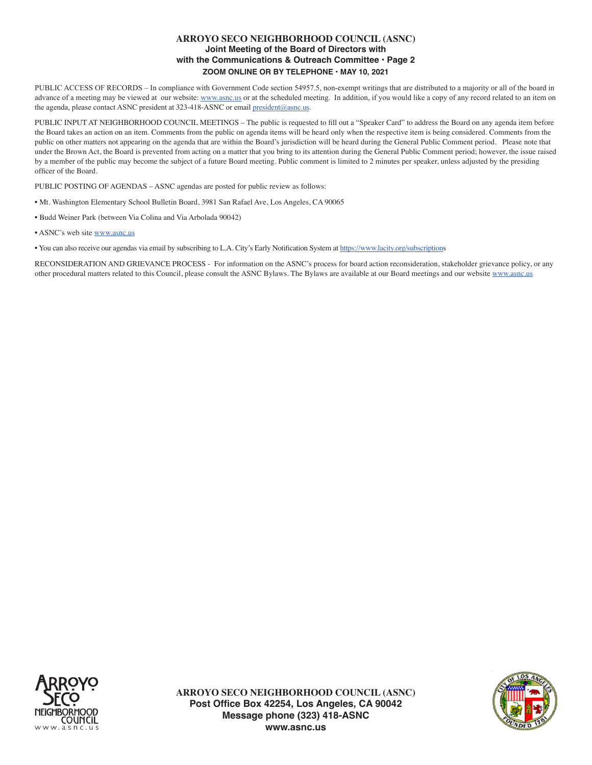PUBLIC ACCESS OF RECORDS – In compliance with Government Code section 54957.5, non-exempt writings that are distributed to a majority or all of the board in advance of a meeting may be viewed at our website: www.asnc.us or at the scheduled meeting. In addition, if you would like a copy of any record related to an item on the agenda, please contact ASNC president at 323-418-ASNC or email president@asnc.us.

PUBLIC INPUT AT NEIGHBORHOOD COUNCIL MEETINGS – The public is requested to fill out a "Speaker Card" to address the Board on any agenda item before the Board takes an action on an item. Comments from the public on agenda items will be heard only when the respective item is being considered. Comments from the public on other matters not appearing on the agenda that are within the Board's jurisdiction will be heard during the General Public Comment period. Please note that under the Brown Act, the Board is prevented from acting on a matter that you bring to its attention during the General Public Comment period; however, the issue raised by a member of the public may become the subject of a future Board meeting. Public comment is limited to 2 minutes per speaker, unless adjusted by the presiding officer of the Board.

PUBLIC POSTING OF AGENDAS – ASNC agendas are posted for public review as follows:

- Mt. Washington Elementary School Bulletin Board, 3981 San Rafael Ave, Los Angeles, CA 90065
- Budd Weiner Park (between Via Colina and Via Arbolada 90042)
- ASNC's web site www.asnc.us
- You can also receive our agendas via email by subscribing to L.A. City's Early Notification System at https://www.lacity.org/subscriptions

RECONSIDERATION AND GRIEVANCE PROCESS - For information on the ASNC's process for board action reconsideration, stakeholder grievance policy, or any other procedural matters related to this Council, please consult the ASNC Bylaws. The Bylaws are available at our Board meetings and our website www.asnc.us

**ARROYO SECO NEIGHBORHOOD COUNCIL (ASNC)**
**Post Office Box 42254, Los Angeles, CA 90042**
**Message phone (323) 418-ASNC**
**www.asnc.us**